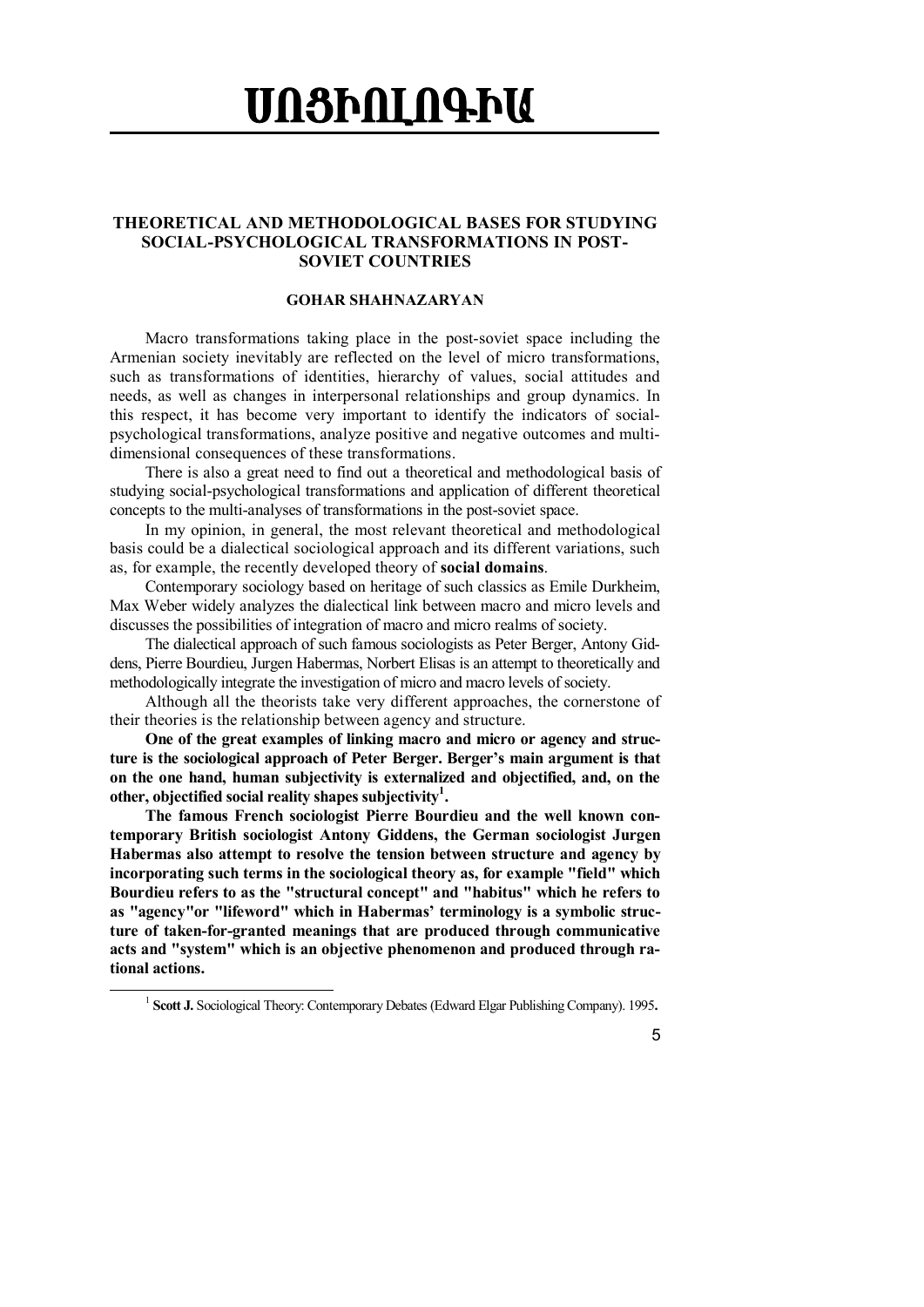# ՍՈՑԻՈԼՈԳԻԱ

## THEORETICAL AND METHODOLOGICAL BASES FOR STUDYING SOCIAL-PSYCHOLOGICAL TRANSFORMATIONS IN POST-SOVIET COUNTRIES

### GOHAR SHAHNAZARYAN

Macro transformations taking place in the post-soviet space including the Armenian society inevitably are reflected on the level of micro transformations, such as transformations of identities, hierarchy of values, social attitudes and needs, as well as changes in interpersonal relationships and group dynamics. In this respect, it has become very important to identify the indicators of social-psychological transformations, analyze positive and negative outcomes and multi-dimensional consequences of these transformations.

There is also a great need to find out a theoretical and methodological basis of studying social-psychological transformations and application of different theoretical concepts to the multi-analyses of transformations in the post-soviet space.

In my opinion, in general, the most relevant theoretical and methodological basis could be a dialectical sociological approach and its different variations, such as, for example, the recently developed theory of **social domains**.

Contemporary sociology based on heritage of such classics as Emile Durkheim, Max Weber widely analyzes the dialectical link between macro and micro levels and discusses the possibilities of integration of macro and micro realms of society.

The dialectical approach of such famous sociologists as Peter Berger, Antony Giddens, Pierre Bourdieu, Jurgen Habermas, Norbert Elisas is an attempt to theoretically and methodologically integrate the investigation of micro and macro levels of society.

Although all the theorists take very different approaches, the cornerstone of their theories is the relationship between agency and structure.

**One of the great examples of linking macro and micro or agency and structure is the sociological approach of Peter Berger. Berger's main argument is that on the one hand, human subjectivity is externalized and objectified, and, on the other, objectified social reality shapes subjectivity[1].**

**The famous French sociologist Pierre Bourdieu and the well known contemporary British sociologist Antony Giddens, the German sociologist Jurgen Habermas also attempt to resolve the tension between structure and agency by incorporating such terms in the sociological theory as, for example "field" which Bourdieu refers to as the "structural concept" and "habitus" which he refers to as "agency"or "lifeword" which in Habermas' terminology is a symbolic structure of taken-for-granted meanings that are produced through communicative acts and "system" which is an objective phenomenon and produced through rational actions.**

---

[1] **Scott J.** Sociological Theory: Contemporary Debates (Edward Elgar Publishing Company). 1995**.**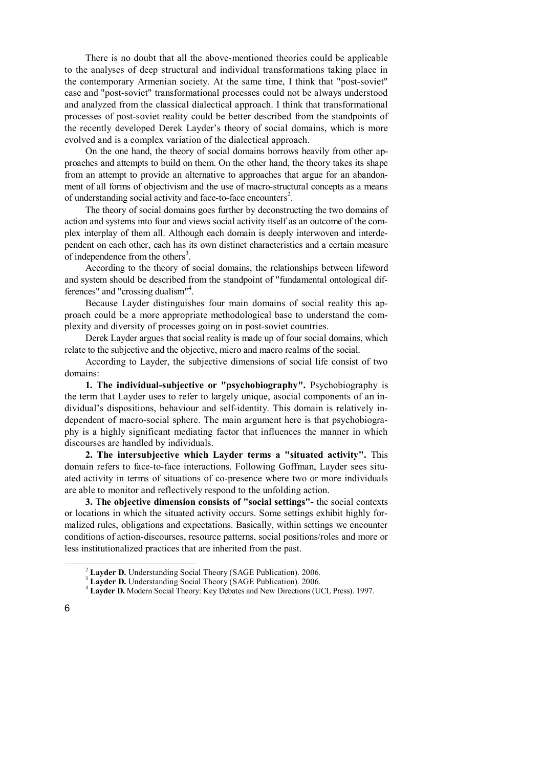There is no doubt that all the above-mentioned theories could be applicable to the analyses of deep structural and individual transformations taking place in the contemporary Armenian society. At the same time, I think that "post-soviet" case and "post-soviet" transformational processes could not be always understood and analyzed from the classical dialectical approach. I think that transformational processes of post-soviet reality could be better described from the standpoints of the recently developed Derek Layder's theory of social domains, which is more evolved and is a complex variation of the dialectical approach.

On the one hand, the theory of social domains borrows heavily from other approaches and attempts to build on them. On the other hand, the theory takes its shape from an attempt to provide an alternative to approaches that argue for an abandonment of all forms of objectivism and the use of macro-structural concepts as a means of understanding social activity and face-to-face encounters[2].

The theory of social domains goes further by deconstructing the two domains of action and systems into four and views social activity itself as an outcome of the complex interplay of them all. Although each domain is deeply interwoven and interdependent on each other, each has its own distinct characteristics and a certain measure of independence from the others[3].

According to the theory of social domains, the relationships between lifeword and system should be described from the standpoint of "fundamental ontological differences" and "crossing dualism"[4].

Because Layder distinguishes four main domains of social reality this approach could be a more appropriate methodological base to understand the complexity and diversity of processes going on in post-soviet countries.

Derek Layder argues that social reality is made up of four social domains, which relate to the subjective and the objective, micro and macro realms of the social.

According to Layder, the subjective dimensions of social life consist of two domains:

**1. The individual-subjective or "psychobiography".** Psychobiography is the term that Layder uses to refer to largely unique, asocial components of an individual's dispositions, behaviour and self-identity. This domain is relatively independent of macro-social sphere. The main argument here is that psychobiography is a highly significant mediating factor that influences the manner in which discourses are handled by individuals.

**2. The intersubjective which Layder terms a "situated activity".** This domain refers to face-to-face interactions. Following Goffman, Layder sees situated activity in terms of situations of co-presence where two or more individuals are able to monitor and reflectively respond to the unfolding action.

**3. The objective dimension consists of "social settings"-** the social contexts or locations in which the situated activity occurs. Some settings exhibit highly formalized rules, obligations and expectations. Basically, within settings we encounter conditions of action-discourses, resource patterns, social positions/roles and more or less institutionalized practices that are inherited from the past.

---

[2] **Layder D.** Understanding Social Theory (SAGE Publication). 2006.

[3] **Layder D.** Understanding Social Theory (SAGE Publication). 2006.

[4] **Layder D.** Modern Social Theory: Key Debates and New Directions (UCL Press). 1997.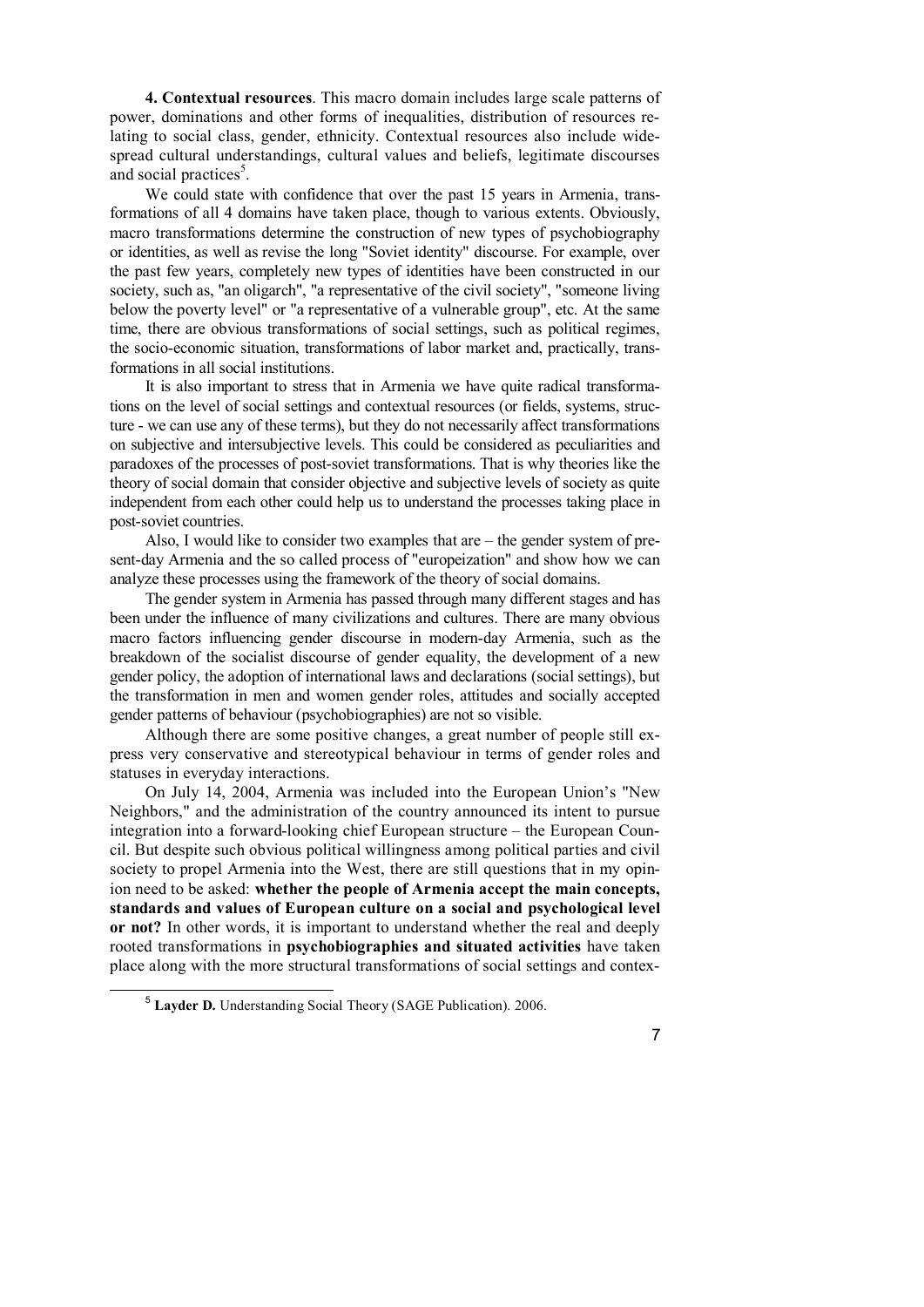**4. Contextual resources**. This macro domain includes large scale patterns of power, dominations and other forms of inequalities, distribution of resources relating to social class, gender, ethnicity. Contextual resources also include widespread cultural understandings, cultural values and beliefs, legitimate discourses and social practices[5].

We could state with confidence that over the past 15 years in Armenia, transformations of all 4 domains have taken place, though to various extents. Obviously, macro transformations determine the construction of new types of psychobiography or identities, as well as revise the long "Soviet identity" discourse. For example, over the past few years, completely new types of identities have been constructed in our society, such as, "an oligarch", "a representative of the civil society", "someone living below the poverty level" or "a representative of a vulnerable group", etc. At the same time, there are obvious transformations of social settings, such as political regimes, the socio-economic situation, transformations of labor market and, practically, transformations in all social institutions.

It is also important to stress that in Armenia we have quite radical transformations on the level of social settings and contextual resources (or fields, systems, structure - we can use any of these terms), but they do not necessarily affect transformations on subjective and intersubjective levels. This could be considered as peculiarities and paradoxes of the processes of post-soviet transformations. That is why theories like the theory of social domain that consider objective and subjective levels of society as quite independent from each other could help us to understand the processes taking place in post-soviet countries.

Also, I would like to consider two examples that are – the gender system of present-day Armenia and the so called process of "europeization" and show how we can analyze these processes using the framework of the theory of social domains.

The gender system in Armenia has passed through many different stages and has been under the influence of many civilizations and cultures. There are many obvious macro factors influencing gender discourse in modern-day Armenia, such as the breakdown of the socialist discourse of gender equality, the development of a new gender policy, the adoption of international laws and declarations (social settings), but the transformation in men and women gender roles, attitudes and socially accepted gender patterns of behaviour (psychobiographies) are not so visible.

Although there are some positive changes, a great number of people still express very conservative and stereotypical behaviour in terms of gender roles and statuses in everyday interactions.

On July 14, 2004, Armenia was included into the European Union's "New Neighbors," and the administration of the country announced its intent to pursue integration into a forward-looking chief European structure – the European Council. But despite such obvious political willingness among political parties and civil society to propel Armenia into the West, there are still questions that in my opinion need to be asked: **whether the people of Armenia accept the main concepts, standards and values of European culture on a social and psychological level or not?** In other words, it is important to understand whether the real and deeply rooted transformations in **psychobiographies and situated activities** have taken place along with the more structural transformations of social settings and contex-

[5] **Layder D.** Understanding Social Theory (SAGE Publication). 2006.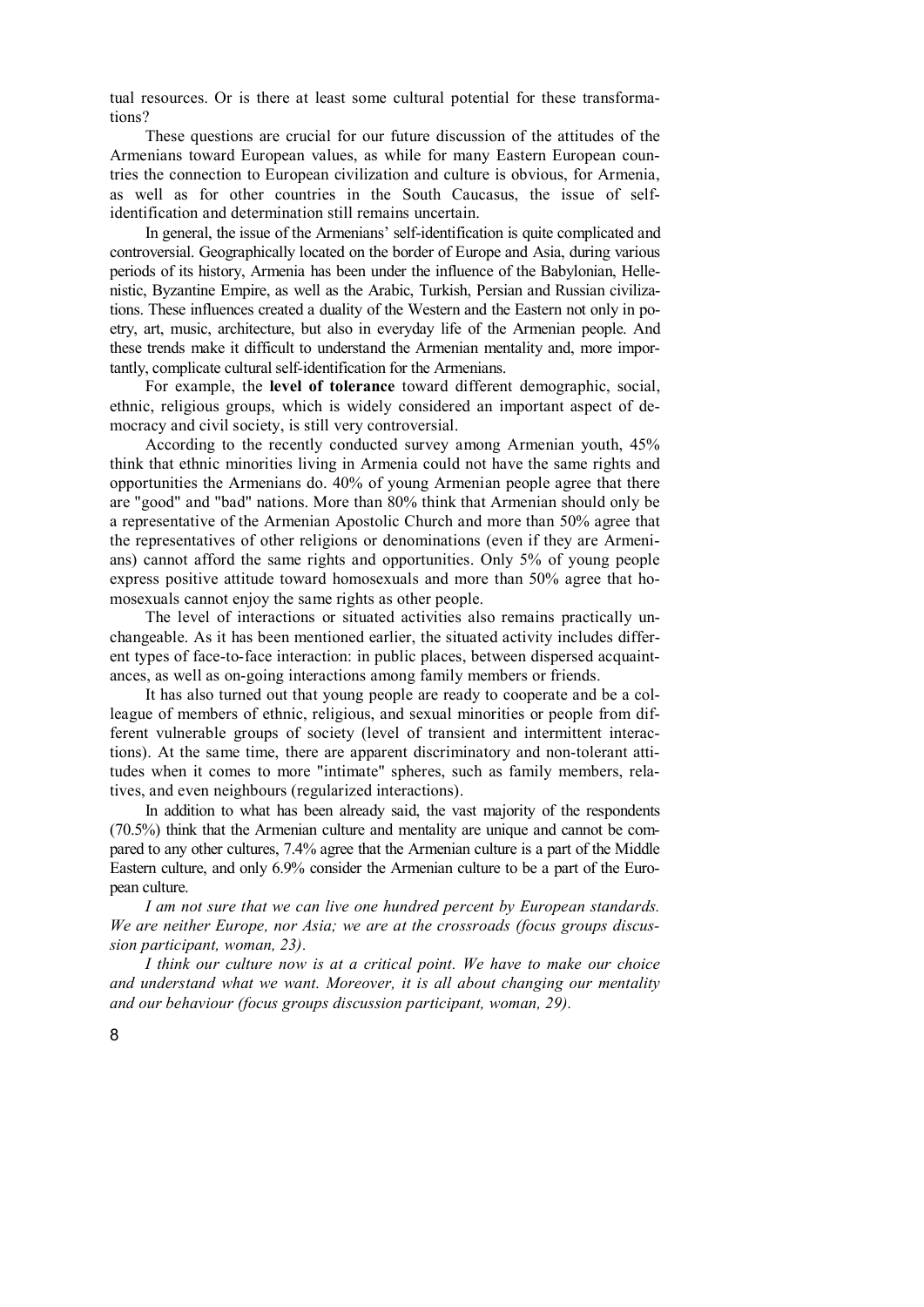tual resources. Or is there at least some cultural potential for these transformations?

These questions are crucial for our future discussion of the attitudes of the Armenians toward European values, as while for many Eastern European countries the connection to European civilization and culture is obvious, for Armenia, as well as for other countries in the South Caucasus, the issue of self-identification and determination still remains uncertain.

In general, the issue of the Armenians' self-identification is quite complicated and controversial. Geographically located on the border of Europe and Asia, during various periods of its history, Armenia has been under the influence of the Babylonian, Hellenistic, Byzantine Empire, as well as the Arabic, Turkish, Persian and Russian civilizations. These influences created a duality of the Western and the Eastern not only in poetry, art, music, architecture, but also in everyday life of the Armenian people. And these trends make it difficult to understand the Armenian mentality and, more importantly, complicate cultural self-identification for the Armenians.

For example, the **level of tolerance** toward different demographic, social, ethnic, religious groups, which is widely considered an important aspect of democracy and civil society, is still very controversial.

According to the recently conducted survey among Armenian youth, 45% think that ethnic minorities living in Armenia could not have the same rights and opportunities the Armenians do. 40% of young Armenian people agree that there are "good" and "bad" nations. More than 80% think that Armenian should only be a representative of the Armenian Apostolic Church and more than 50% agree that the representatives of other religions or denominations (even if they are Armenians) cannot afford the same rights and opportunities. Only 5% of young people express positive attitude toward homosexuals and more than 50% agree that homosexuals cannot enjoy the same rights as other people.

The level of interactions or situated activities also remains practically unchangeable. As it has been mentioned earlier, the situated activity includes different types of face-to-face interaction: in public places, between dispersed acquaintances, as well as on-going interactions among family members or friends.

It has also turned out that young people are ready to cooperate and be a colleague of members of ethnic, religious, and sexual minorities or people from different vulnerable groups of society (level of transient and intermittent interactions). At the same time, there are apparent discriminatory and non-tolerant attitudes when it comes to more "intimate" spheres, such as family members, relatives, and even neighbours (regularized interactions).

In addition to what has been already said, the vast majority of the respondents (70.5%) think that the Armenian culture and mentality are unique and cannot be compared to any other cultures, 7.4% agree that the Armenian culture is a part of the Middle Eastern culture, and only 6.9% consider the Armenian culture to be a part of the European culture.

*I am not sure that we can live one hundred percent by European standards. We are neither Europe, nor Asia; we are at the crossroads (focus groups discussion participant, woman, 23).*

*I think our culture now is at a critical point. We have to make our choice and understand what we want. Moreover, it is all about changing our mentality and our behaviour (focus groups discussion participant, woman, 29).*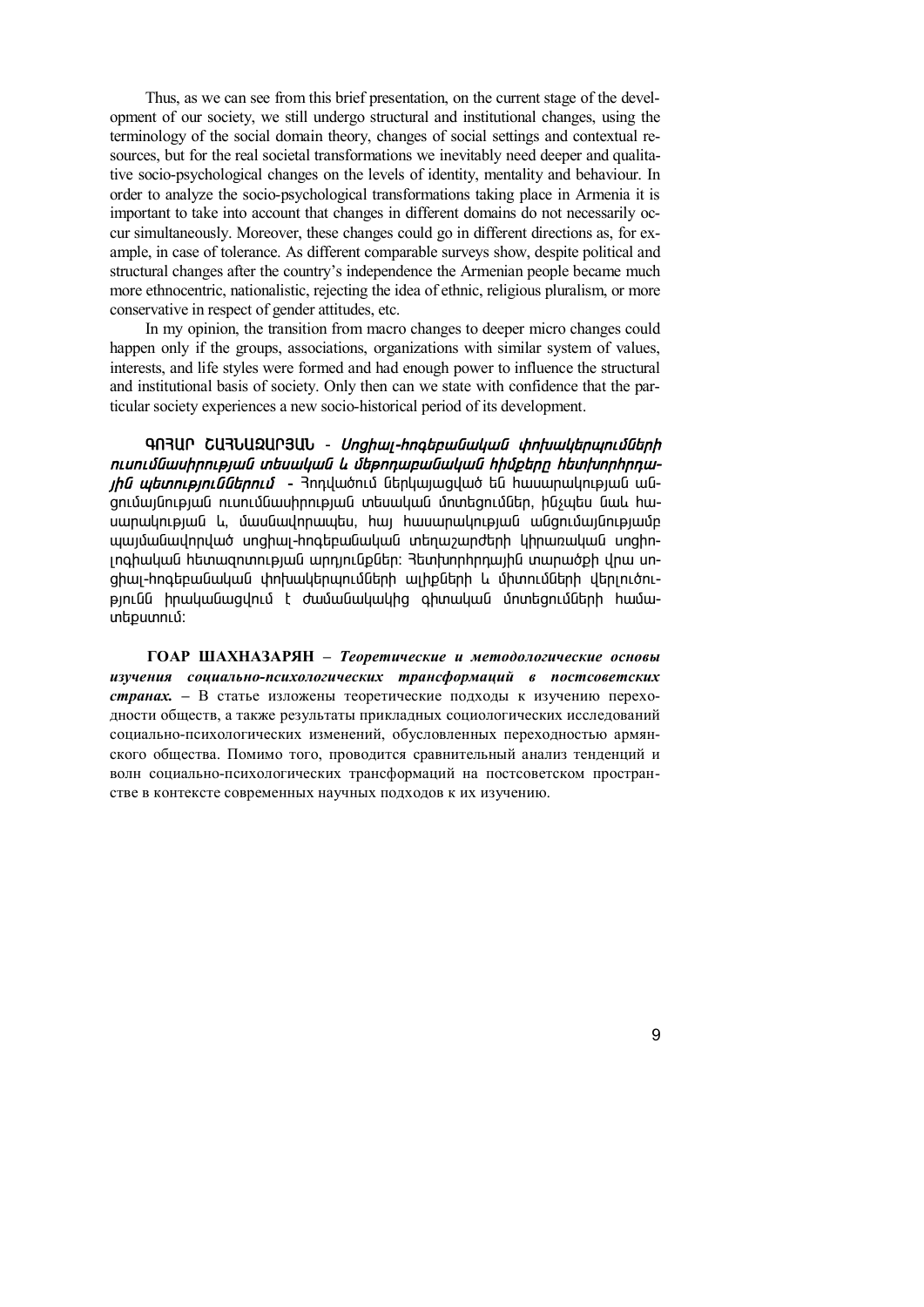Thus, as we can see from this brief presentation, on the current stage of the development of our society, we still undergo structural and institutional changes, using the terminology of the social domain theory, changes of social settings and contextual resources, but for the real societal transformations we inevitably need deeper and qualitative socio-psychological changes on the levels of identity, mentality and behaviour. In order to analyze the socio-psychological transformations taking place in Armenia it is important to take into account that changes in different domains do not necessarily occur simultaneously. Moreover, these changes could go in different directions as, for example, in case of tolerance. As different comparable surveys show, despite political and structural changes after the country's independence the Armenian people became much more ethnocentric, nationalistic, rejecting the idea of ethnic, religious pluralism, or more conservative in respect of gender attitudes, etc.

In my opinion, the transition from macro changes to deeper micro changes could happen only if the groups, associations, organizations with similar system of values, interests, and life styles were formed and had enough power to influence the structural and institutional basis of society. Only then can we state with confidence that the particular society experiences a new socio-historical period of its development.

**ԳՈՀԱՐ ՇԱՀՆԱԶԱՐՅԱՆ** - ***Սոցիալ-հոգեբանական փոխակերպումների ուսումնասիրության տեսական և մեթոդաբանական հիմքերը հետխորհրդային պետություններում*** - Հոդվածում ներկայացված են հասարակության անցումայնության ուսումնասիրության տեսական մոտեցումներ, ինչպես նաև հասարակության և, մասնավորապես, հայ հասարակության անցումայնությամբ պայմանավորված սոցիալ-հոգեբանական տեղաշարժերի կիրառական սոցիոլոգիական հետազոտության արդյունքներ: Հետխորհրդային տարածքի վրա սոցիալ-հոգեբանական փոխակերպումների ալիքների և միտումների վերլուծությունն իրականացվում է ժամանակակից գիտական մոտեցումների համատեքստում:

**ГОАР ШАХНАЗАРЯН** – ***Теоретические и методологические основы изучения социально-психологических трансформаций в постсоветских странах.*** – В статье изложены теоретические подходы к изучению переходности обществ, а также результаты прикладных социологических исследований социально-психологических изменений, обусловленных переходностью армянского общества. Помимо того, проводится сравнительный анализ тенденций и волн социально-психологических трансформаций на постсоветском пространстве в контексте современных научных подходов к их изучению.